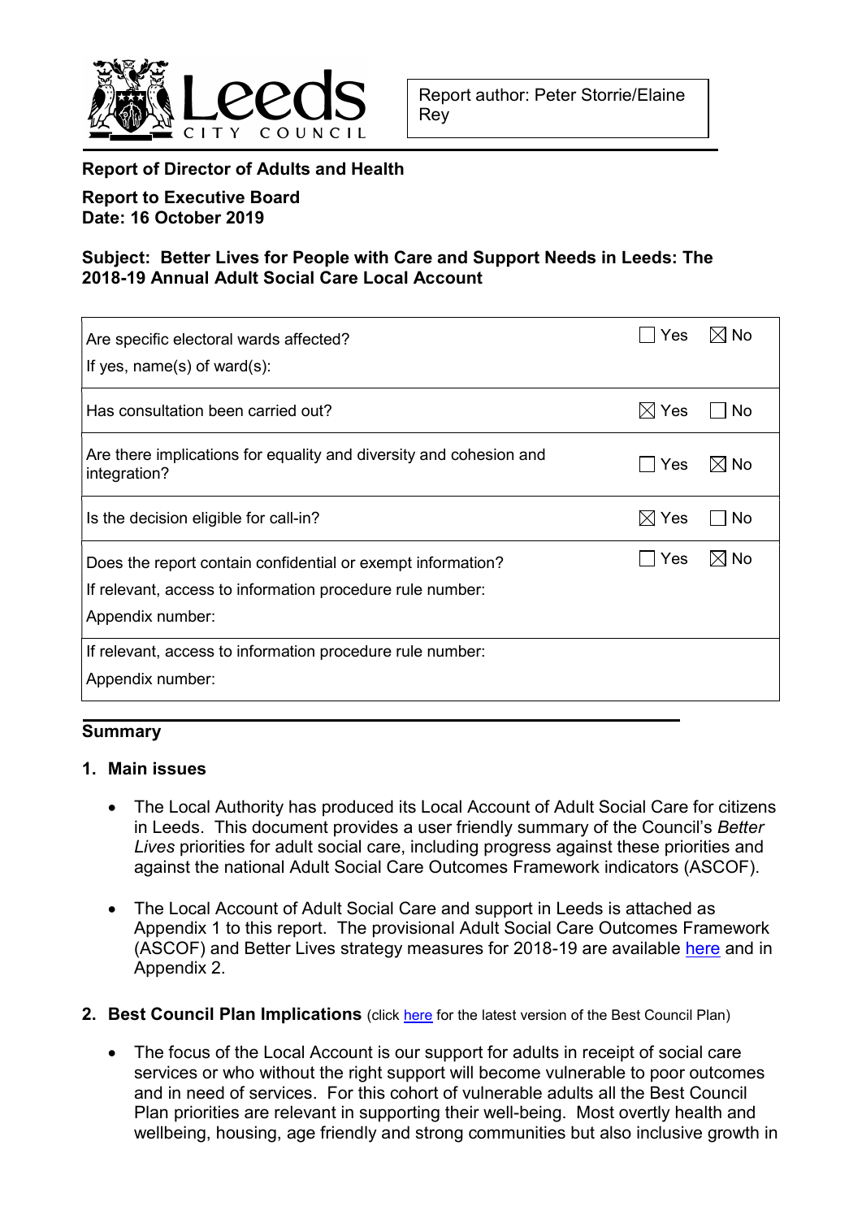Report author: Peter Storrie/Elaine Rey

**Report of Director of Adults and Health**

**Report to Executive Board**
**Date: 16 October 2019**

**Subject: Better Lives for People with Care and Support Needs in Leeds: The 2018-19 Annual Adult Social Care Local Account**

| | |
|---|---|
| Are specific electoral wards affected?<br>If yes, name(s) of ward(s): | ☐ Yes ☒ No |
| Has consultation been carried out? | ☒ Yes ☐ No |
| Are there implications for equality and diversity and cohesion and integration? | ☐ Yes ☒ No |
| Is the decision eligible for call-in? | ☒ Yes ☐ No |
| Does the report contain confidential or exempt information?<br>If relevant, access to information procedure rule number:<br>Appendix number: | ☐ Yes ☒ No |
| If relevant, access to information procedure rule number:<br>Appendix number: | |

## Summary

### 1. Main issues

- The Local Authority has produced its Local Account of Adult Social Care for citizens in Leeds. This document provides a user friendly summary of the Council's *Better Lives* priorities for adult social care, including progress against these priorities and against the national Adult Social Care Outcomes Framework indicators (ASCOF).

- The Local Account of Adult Social Care and support in Leeds is attached as Appendix 1 to this report. The provisional Adult Social Care Outcomes Framework (ASCOF) and Better Lives strategy measures for 2018-19 are available here and in Appendix 2.

### 2. Best Council Plan Implications (click here for the latest version of the Best Council Plan)

- The focus of the Local Account is our support for adults in receipt of social care services or who without the right support will become vulnerable to poor outcomes and in need of services. For this cohort of vulnerable adults all the Best Council Plan priorities are relevant in supporting their well-being. Most overtly health and wellbeing, housing, age friendly and strong communities but also inclusive growth in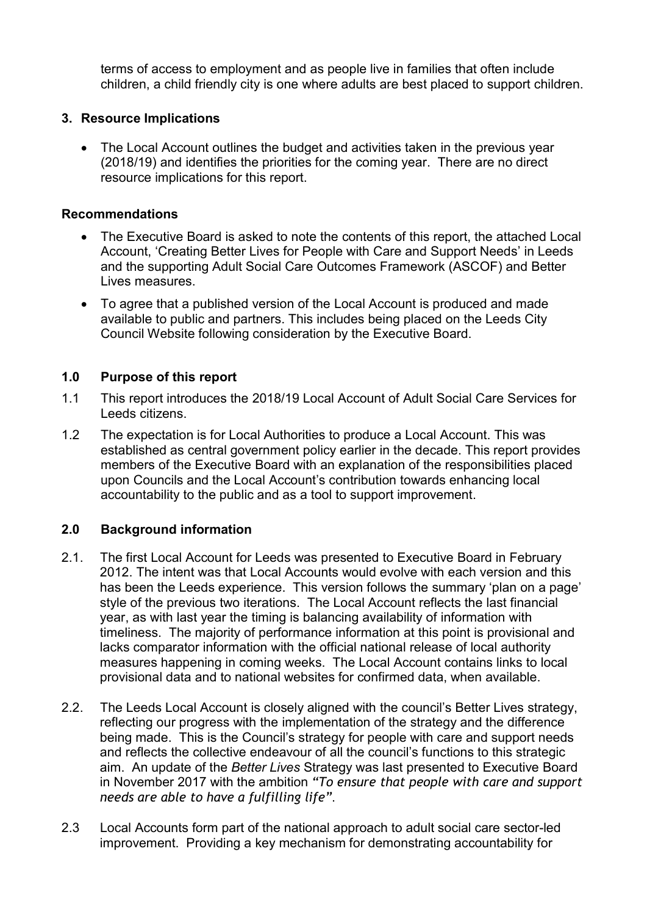terms of access to employment and as people live in families that often include children, a child friendly city is one where adults are best placed to support children.

## 3. Resource Implications

- The Local Account outlines the budget and activities taken in the previous year (2018/19) and identifies the priorities for the coming year. There are no direct resource implications for this report.

### Recommendations

- The Executive Board is asked to note the contents of this report, the attached Local Account, 'Creating Better Lives for People with Care and Support Needs' in Leeds and the supporting Adult Social Care Outcomes Framework (ASCOF) and Better Lives measures.
- To agree that a published version of the Local Account is produced and made available to public and partners. This includes being placed on the Leeds City Council Website following consideration by the Executive Board.

## 1.0 Purpose of this report

1.1 This report introduces the 2018/19 Local Account of Adult Social Care Services for Leeds citizens.

1.2 The expectation is for Local Authorities to produce a Local Account. This was established as central government policy earlier in the decade. This report provides members of the Executive Board with an explanation of the responsibilities placed upon Councils and the Local Account's contribution towards enhancing local accountability to the public and as a tool to support improvement.

## 2.0 Background information

2.1. The first Local Account for Leeds was presented to Executive Board in February 2012. The intent was that Local Accounts would evolve with each version and this has been the Leeds experience. This version follows the summary 'plan on a page' style of the previous two iterations. The Local Account reflects the last financial year, as with last year the timing is balancing availability of information with timeliness. The majority of performance information at this point is provisional and lacks comparator information with the official national release of local authority measures happening in coming weeks. The Local Account contains links to local provisional data and to national websites for confirmed data, when available.

2.2. The Leeds Local Account is closely aligned with the council's Better Lives strategy, reflecting our progress with the implementation of the strategy and the difference being made. This is the Council's strategy for people with care and support needs and reflects the collective endeavour of all the council's functions to this strategic aim. An update of the *Better Lives* Strategy was last presented to Executive Board in November 2017 with the ambition ***"To ensure that people with care and support needs are able to have a fulfilling life"***.

2.3 Local Accounts form part of the national approach to adult social care sector-led improvement. Providing a key mechanism for demonstrating accountability for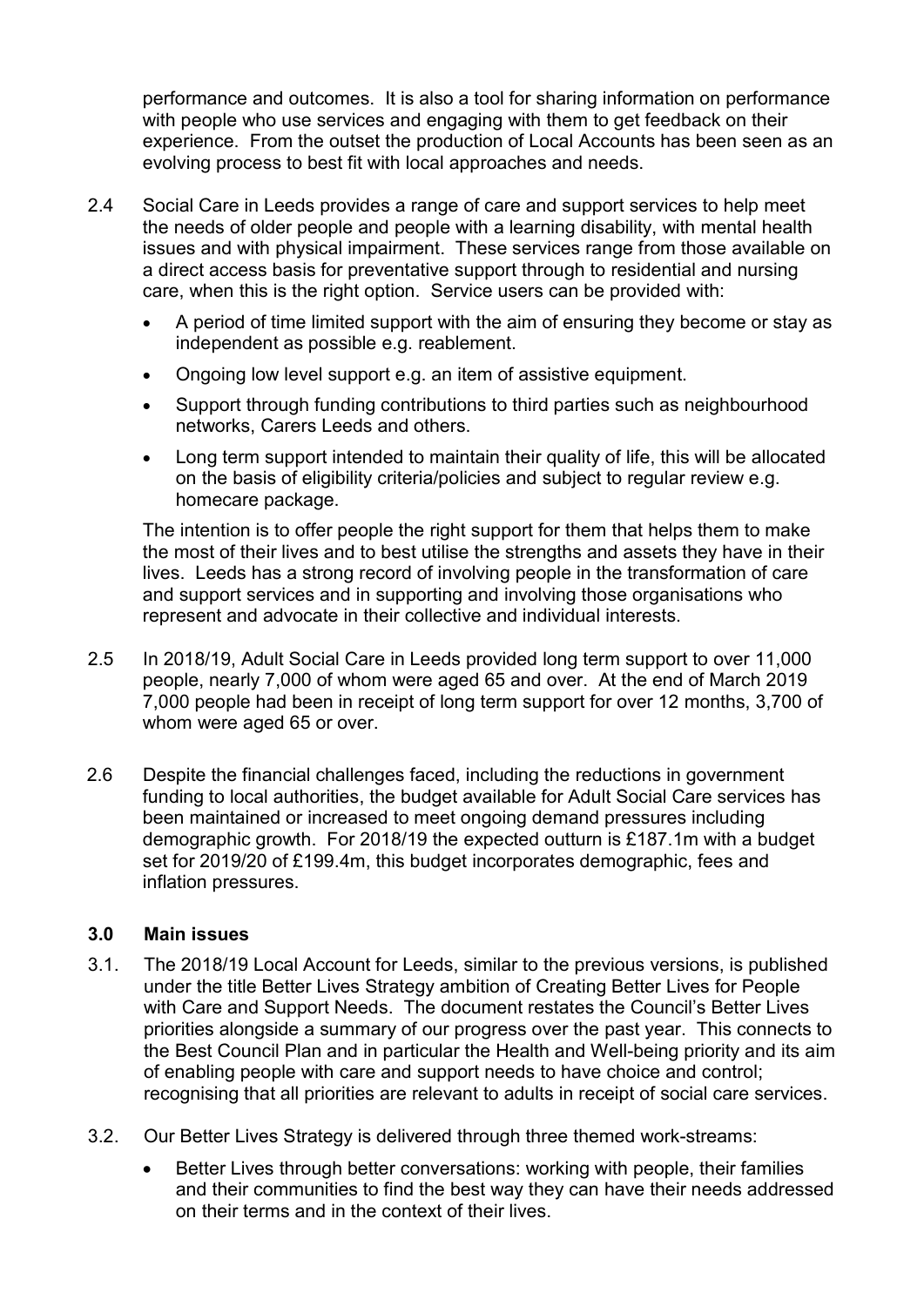performance and outcomes. It is also a tool for sharing information on performance with people who use services and engaging with them to get feedback on their experience. From the outset the production of Local Accounts has been seen as an evolving process to best fit with local approaches and needs.

2.4 Social Care in Leeds provides a range of care and support services to help meet the needs of older people and people with a learning disability, with mental health issues and with physical impairment. These services range from those available on a direct access basis for preventative support through to residential and nursing care, when this is the right option. Service users can be provided with:

- A period of time limited support with the aim of ensuring they become or stay as independent as possible e.g. reablement.
- Ongoing low level support e.g. an item of assistive equipment.
- Support through funding contributions to third parties such as neighbourhood networks, Carers Leeds and others.
- Long term support intended to maintain their quality of life, this will be allocated on the basis of eligibility criteria/policies and subject to regular review e.g. homecare package.

The intention is to offer people the right support for them that helps them to make the most of their lives and to best utilise the strengths and assets they have in their lives. Leeds has a strong record of involving people in the transformation of care and support services and in supporting and involving those organisations who represent and advocate in their collective and individual interests.

2.5 In 2018/19, Adult Social Care in Leeds provided long term support to over 11,000 people, nearly 7,000 of whom were aged 65 and over. At the end of March 2019 7,000 people had been in receipt of long term support for over 12 months, 3,700 of whom were aged 65 or over.

2.6 Despite the financial challenges faced, including the reductions in government funding to local authorities, the budget available for Adult Social Care services has been maintained or increased to meet ongoing demand pressures including demographic growth. For 2018/19 the expected outturn is £187.1m with a budget set for 2019/20 of £199.4m, this budget incorporates demographic, fees and inflation pressures.

## 3.0 Main issues

3.1. The 2018/19 Local Account for Leeds, similar to the previous versions, is published under the title Better Lives Strategy ambition of Creating Better Lives for People with Care and Support Needs. The document restates the Council's Better Lives priorities alongside a summary of our progress over the past year. This connects to the Best Council Plan and in particular the Health and Well-being priority and its aim of enabling people with care and support needs to have choice and control; recognising that all priorities are relevant to adults in receipt of social care services.

3.2. Our Better Lives Strategy is delivered through three themed work-streams:

- Better Lives through better conversations: working with people, their families and their communities to find the best way they can have their needs addressed on their terms and in the context of their lives.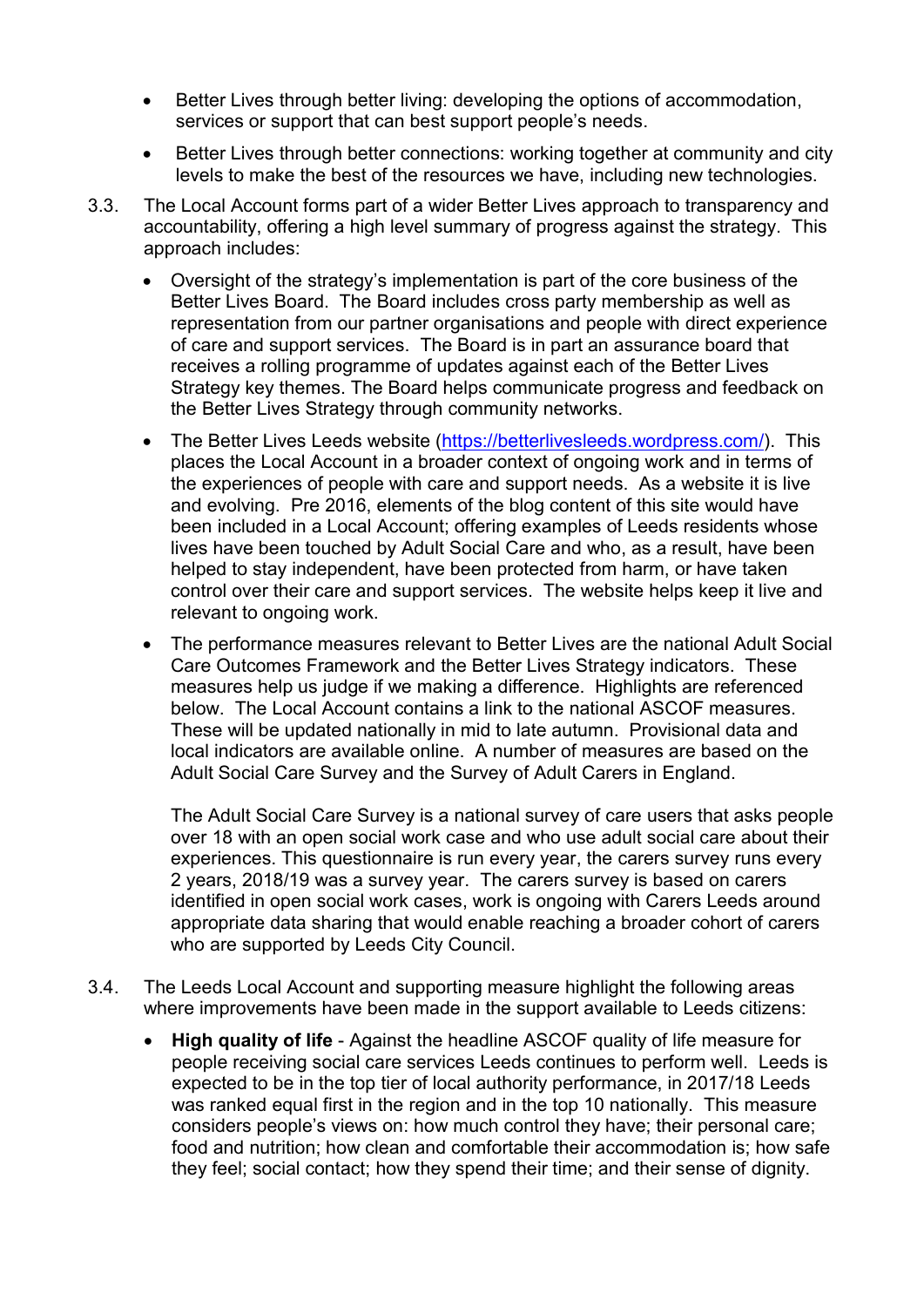- Better Lives through better living: developing the options of accommodation, services or support that can best support people's needs.
- Better Lives through better connections: working together at community and city levels to make the best of the resources we have, including new technologies.

3.3. The Local Account forms part of a wider Better Lives approach to transparency and accountability, offering a high level summary of progress against the strategy. This approach includes:

- Oversight of the strategy's implementation is part of the core business of the Better Lives Board. The Board includes cross party membership as well as representation from our partner organisations and people with direct experience of care and support services. The Board is in part an assurance board that receives a rolling programme of updates against each of the Better Lives Strategy key themes. The Board helps communicate progress and feedback on the Better Lives Strategy through community networks.
- The Better Lives Leeds website (https://betterlivesleeds.wordpress.com/). This places the Local Account in a broader context of ongoing work and in terms of the experiences of people with care and support needs. As a website it is live and evolving. Pre 2016, elements of the blog content of this site would have been included in a Local Account; offering examples of Leeds residents whose lives have been touched by Adult Social Care and who, as a result, have been helped to stay independent, have been protected from harm, or have taken control over their care and support services. The website helps keep it live and relevant to ongoing work.
- The performance measures relevant to Better Lives are the national Adult Social Care Outcomes Framework and the Better Lives Strategy indicators. These measures help us judge if we making a difference. Highlights are referenced below. The Local Account contains a link to the national ASCOF measures. These will be updated nationally in mid to late autumn. Provisional data and local indicators are available online. A number of measures are based on the Adult Social Care Survey and the Survey of Adult Carers in England.

  The Adult Social Care Survey is a national survey of care users that asks people over 18 with an open social work case and who use adult social care about their experiences. This questionnaire is run every year, the carers survey runs every 2 years, 2018/19 was a survey year. The carers survey is based on carers identified in open social work cases, work is ongoing with Carers Leeds around appropriate data sharing that would enable reaching a broader cohort of carers who are supported by Leeds City Council.

3.4. The Leeds Local Account and supporting measure highlight the following areas where improvements have been made in the support available to Leeds citizens:

- **High quality of life** - Against the headline ASCOF quality of life measure for people receiving social care services Leeds continues to perform well. Leeds is expected to be in the top tier of local authority performance, in 2017/18 Leeds was ranked equal first in the region and in the top 10 nationally. This measure considers people's views on: how much control they have; their personal care; food and nutrition; how clean and comfortable their accommodation is; how safe they feel; social contact; how they spend their time; and their sense of dignity.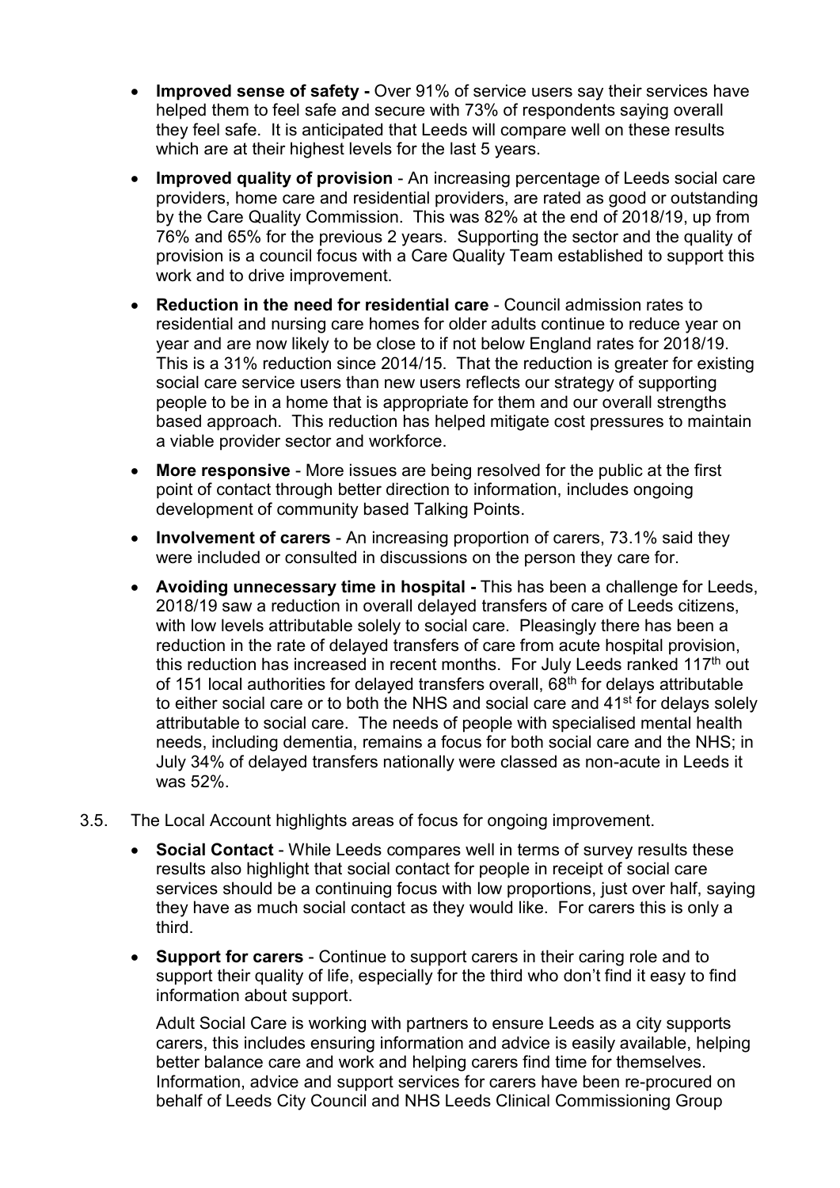- **Improved sense of safety -** Over 91% of service users say their services have helped them to feel safe and secure with 73% of respondents saying overall they feel safe. It is anticipated that Leeds will compare well on these results which are at their highest levels for the last 5 years.
- **Improved quality of provision** - An increasing percentage of Leeds social care providers, home care and residential providers, are rated as good or outstanding by the Care Quality Commission. This was 82% at the end of 2018/19, up from 76% and 65% for the previous 2 years. Supporting the sector and the quality of provision is a council focus with a Care Quality Team established to support this work and to drive improvement.
- **Reduction in the need for residential care** - Council admission rates to residential and nursing care homes for older adults continue to reduce year on year and are now likely to be close to if not below England rates for 2018/19. This is a 31% reduction since 2014/15. That the reduction is greater for existing social care service users than new users reflects our strategy of supporting people to be in a home that is appropriate for them and our overall strengths based approach. This reduction has helped mitigate cost pressures to maintain a viable provider sector and workforce.
- **More responsive** - More issues are being resolved for the public at the first point of contact through better direction to information, includes ongoing development of community based Talking Points.
- **Involvement of carers** - An increasing proportion of carers, 73.1% said they were included or consulted in discussions on the person they care for.
- **Avoiding unnecessary time in hospital -** This has been a challenge for Leeds, 2018/19 saw a reduction in overall delayed transfers of care of Leeds citizens, with low levels attributable solely to social care. Pleasingly there has been a reduction in the rate of delayed transfers of care from acute hospital provision, this reduction has increased in recent months. For July Leeds ranked 117th out of 151 local authorities for delayed transfers overall, 68th for delays attributable to either social care or to both the NHS and social care and 41st for delays solely attributable to social care. The needs of people with specialised mental health needs, including dementia, remains a focus for both social care and the NHS; in July 34% of delayed transfers nationally were classed as non-acute in Leeds it was 52%.

3.5. The Local Account highlights areas of focus for ongoing improvement.

- **Social Contact** - While Leeds compares well in terms of survey results these results also highlight that social contact for people in receipt of social care services should be a continuing focus with low proportions, just over half, saying they have as much social contact as they would like. For carers this is only a third.
- **Support for carers** - Continue to support carers in their caring role and to support their quality of life, especially for the third who don't find it easy to find information about support.

  Adult Social Care is working with partners to ensure Leeds as a city supports carers, this includes ensuring information and advice is easily available, helping better balance care and work and helping carers find time for themselves. Information, advice and support services for carers have been re-procured on behalf of Leeds City Council and NHS Leeds Clinical Commissioning Group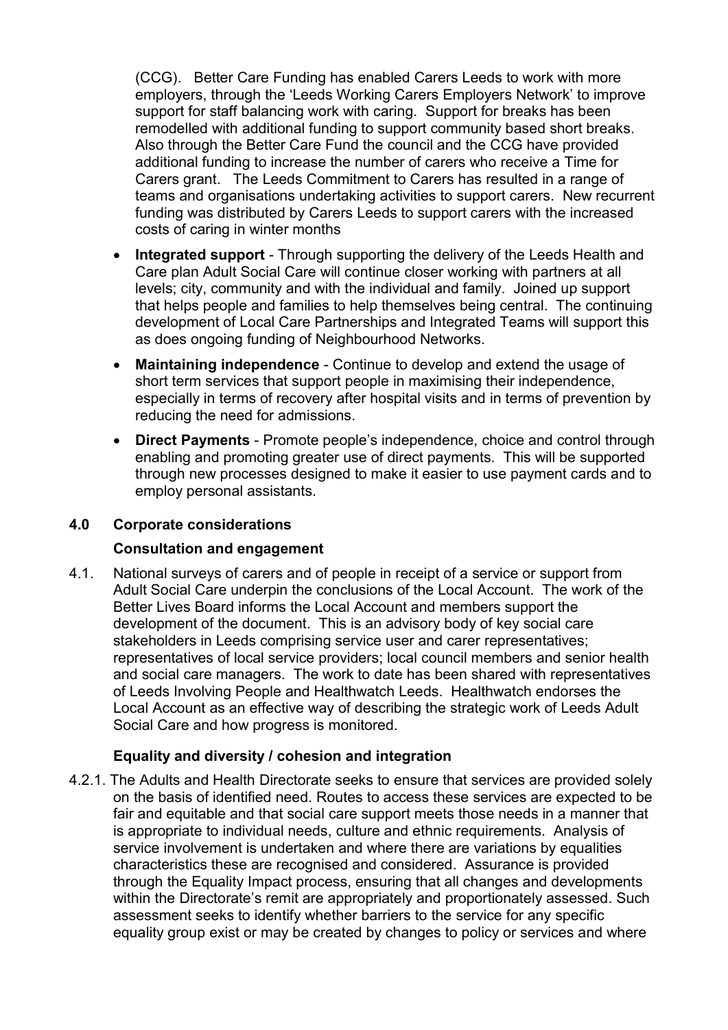(CCG). Better Care Funding has enabled Carers Leeds to work with more employers, through the 'Leeds Working Carers Employers Network' to improve support for staff balancing work with caring. Support for breaks has been remodelled with additional funding to support community based short breaks. Also through the Better Care Fund the council and the CCG have provided additional funding to increase the number of carers who receive a Time for Carers grant. The Leeds Commitment to Carers has resulted in a range of teams and organisations undertaking activities to support carers. New recurrent funding was distributed by Carers Leeds to support carers with the increased costs of caring in winter months

- **Integrated support** - Through supporting the delivery of the Leeds Health and Care plan Adult Social Care will continue closer working with partners at all levels; city, community and with the individual and family. Joined up support that helps people and families to help themselves being central. The continuing development of Local Care Partnerships and Integrated Teams will support this as does ongoing funding of Neighbourhood Networks.
- **Maintaining independence** - Continue to develop and extend the usage of short term services that support people in maximising their independence, especially in terms of recovery after hospital visits and in terms of prevention by reducing the need for admissions.
- **Direct Payments** - Promote people's independence, choice and control through enabling and promoting greater use of direct payments. This will be supported through new processes designed to make it easier to use payment cards and to employ personal assistants.

## 4.0 Corporate considerations

### Consultation and engagement

4.1. National surveys of carers and of people in receipt of a service or support from Adult Social Care underpin the conclusions of the Local Account. The work of the Better Lives Board informs the Local Account and members support the development of the document. This is an advisory body of key social care stakeholders in Leeds comprising service user and carer representatives; representatives of local service providers; local council members and senior health and social care managers. The work to date has been shared with representatives of Leeds Involving People and Healthwatch Leeds. Healthwatch endorses the Local Account as an effective way of describing the strategic work of Leeds Adult Social Care and how progress is monitored.

### Equality and diversity / cohesion and integration

4.2.1. The Adults and Health Directorate seeks to ensure that services are provided solely on the basis of identified need. Routes to access these services are expected to be fair and equitable and that social care support meets those needs in a manner that is appropriate to individual needs, culture and ethnic requirements. Analysis of service involvement is undertaken and where there are variations by equalities characteristics these are recognised and considered. Assurance is provided through the Equality Impact process, ensuring that all changes and developments within the Directorate's remit are appropriately and proportionately assessed. Such assessment seeks to identify whether barriers to the service for any specific equality group exist or may be created by changes to policy or services and where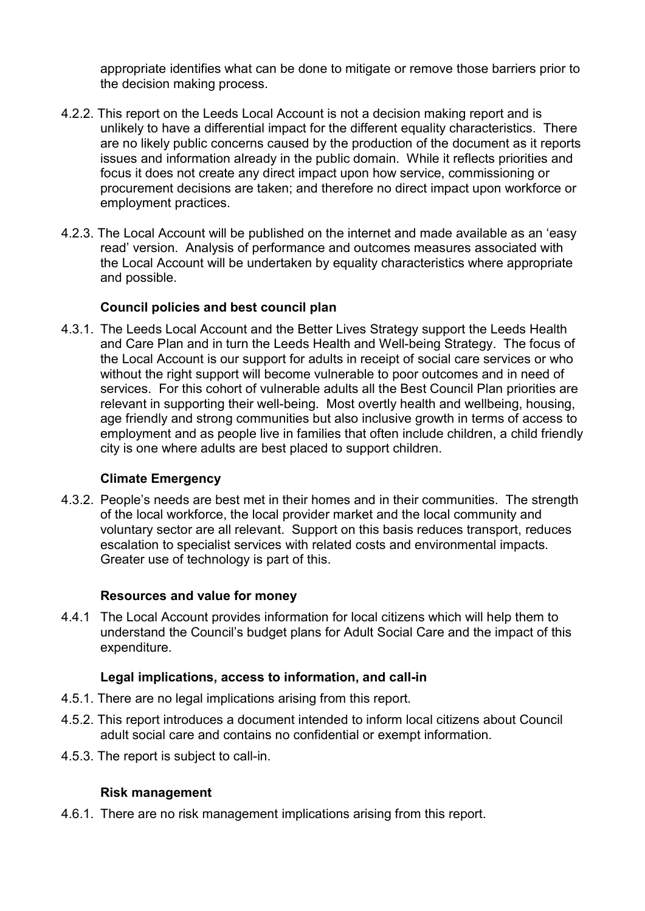appropriate identifies what can be done to mitigate or remove those barriers prior to the decision making process.

4.2.2. This report on the Leeds Local Account is not a decision making report and is unlikely to have a differential impact for the different equality characteristics. There are no likely public concerns caused by the production of the document as it reports issues and information already in the public domain. While it reflects priorities and focus it does not create any direct impact upon how service, commissioning or procurement decisions are taken; and therefore no direct impact upon workforce or employment practices.

4.2.3. The Local Account will be published on the internet and made available as an 'easy read' version. Analysis of performance and outcomes measures associated with the Local Account will be undertaken by equality characteristics where appropriate and possible.

**Council policies and best council plan**

4.3.1. The Leeds Local Account and the Better Lives Strategy support the Leeds Health and Care Plan and in turn the Leeds Health and Well-being Strategy. The focus of the Local Account is our support for adults in receipt of social care services or who without the right support will become vulnerable to poor outcomes and in need of services. For this cohort of vulnerable adults all the Best Council Plan priorities are relevant in supporting their well-being. Most overtly health and wellbeing, housing, age friendly and strong communities but also inclusive growth in terms of access to employment and as people live in families that often include children, a child friendly city is one where adults are best placed to support children.

**Climate Emergency**

4.3.2. People's needs are best met in their homes and in their communities. The strength of the local workforce, the local provider market and the local community and voluntary sector are all relevant. Support on this basis reduces transport, reduces escalation to specialist services with related costs and environmental impacts. Greater use of technology is part of this.

**Resources and value for money**

4.4.1 The Local Account provides information for local citizens which will help them to understand the Council's budget plans for Adult Social Care and the impact of this expenditure.

**Legal implications, access to information, and call-in**

4.5.1. There are no legal implications arising from this report.

4.5.2. This report introduces a document intended to inform local citizens about Council adult social care and contains no confidential or exempt information.

4.5.3. The report is subject to call-in.

**Risk management**

4.6.1. There are no risk management implications arising from this report.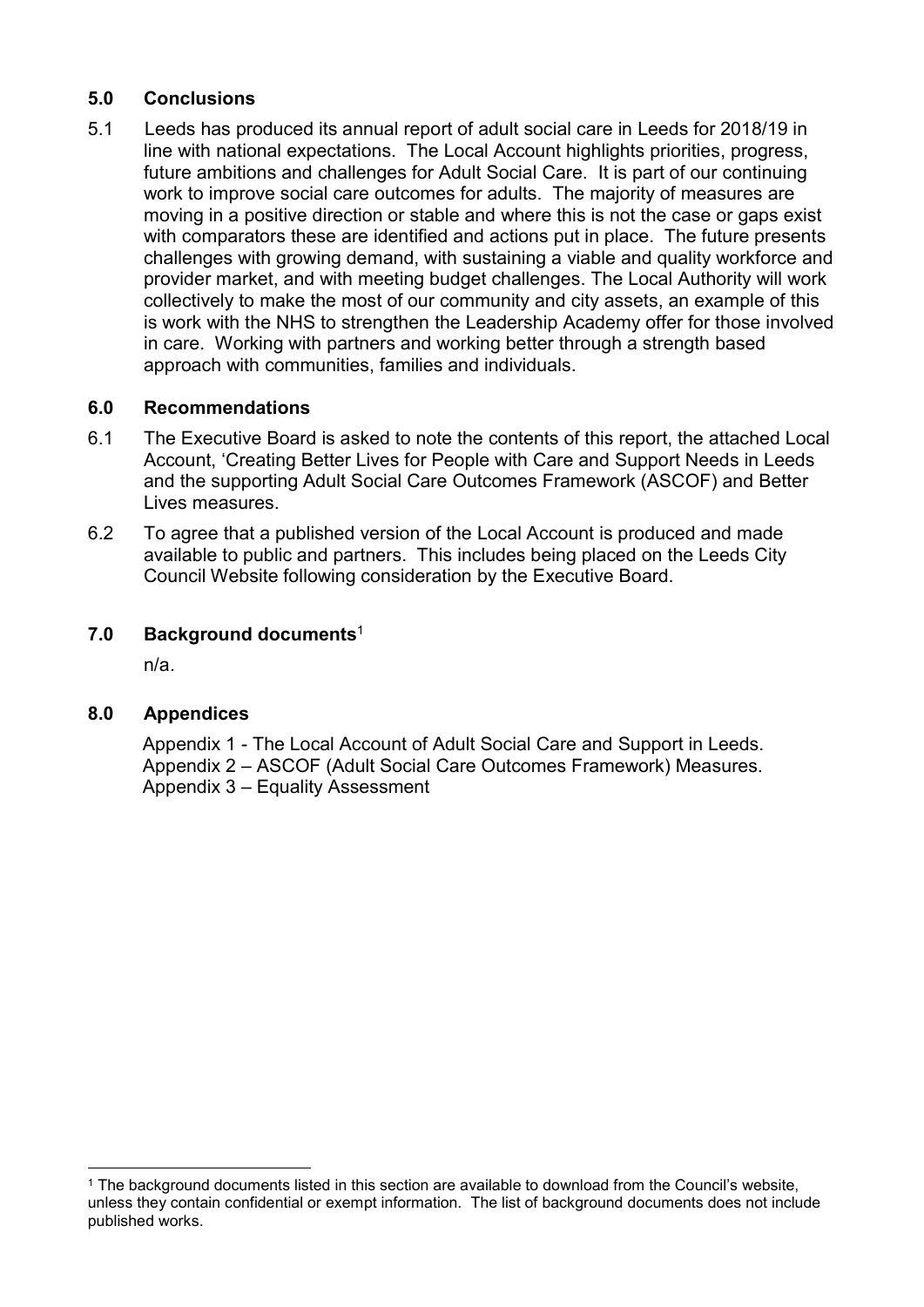## 5.0 Conclusions

5.1 Leeds has produced its annual report of adult social care in Leeds for 2018/19 in line with national expectations. The Local Account highlights priorities, progress, future ambitions and challenges for Adult Social Care. It is part of our continuing work to improve social care outcomes for adults. The majority of measures are moving in a positive direction or stable and where this is not the case or gaps exist with comparators these are identified and actions put in place. The future presents challenges with growing demand, with sustaining a viable and quality workforce and provider market, and with meeting budget challenges. The Local Authority will work collectively to make the most of our community and city assets, an example of this is work with the NHS to strengthen the Leadership Academy offer for those involved in care. Working with partners and working better through a strength based approach with communities, families and individuals.

## 6.0 Recommendations

6.1 The Executive Board is asked to note the contents of this report, the attached Local Account, 'Creating Better Lives for People with Care and Support Needs in Leeds and the supporting Adult Social Care Outcomes Framework (ASCOF) and Better Lives measures.

6.2 To agree that a published version of the Local Account is produced and made available to public and partners. This includes being placed on the Leeds City Council Website following consideration by the Executive Board.

## 7.0 Background documents[1]

n/a.

## 8.0 Appendices

Appendix 1 - The Local Account of Adult Social Care and Support in Leeds.
Appendix 2 – ASCOF (Adult Social Care Outcomes Framework) Measures.
Appendix 3 – Equality Assessment

[1] The background documents listed in this section are available to download from the Council's website, unless they contain confidential or exempt information. The list of background documents does not include published works.